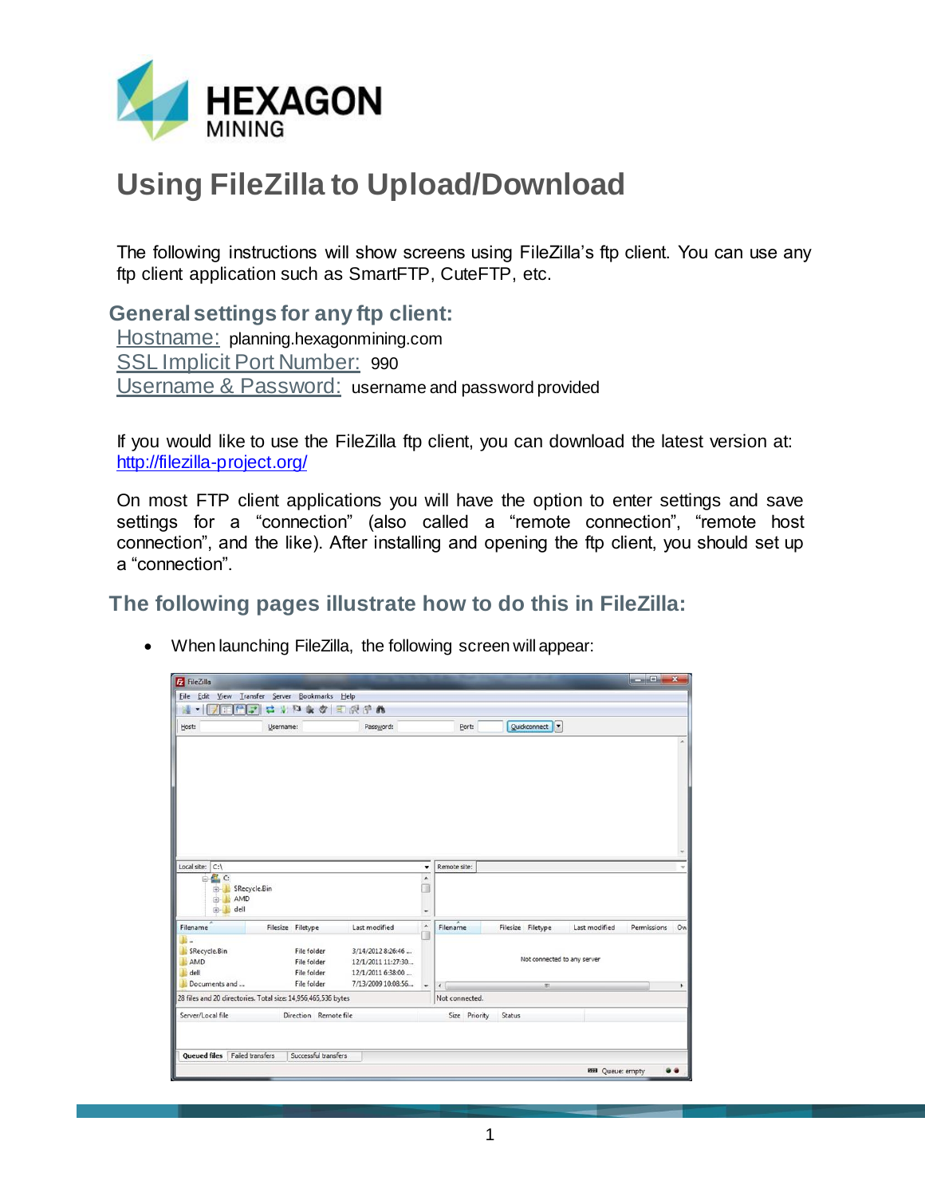# Using FileZilla to Upload/Download

The following instructions will show screens using FileZilla's ftp client. You can use any ftp client application such as SmartFTP, CuteFTP, etc.

## General settings for any ftp client:

Hostname: planning.hexagonmining.com
SSL Implicit Port Number: 990
Username & Password: username and password provided

If you would like to use the FileZilla ftp client, you can download the latest version at: http://filezilla-project.org/

On most FTP client applications you will have the option to enter settings and save settings for a "connection" (also called a "remote connection", "remote host connection", and the like). After installing and opening the ftp client, you should set up a "connection".

## The following pages illustrate how to do this in FileZilla:

- When launching FileZilla, the following screen will appear: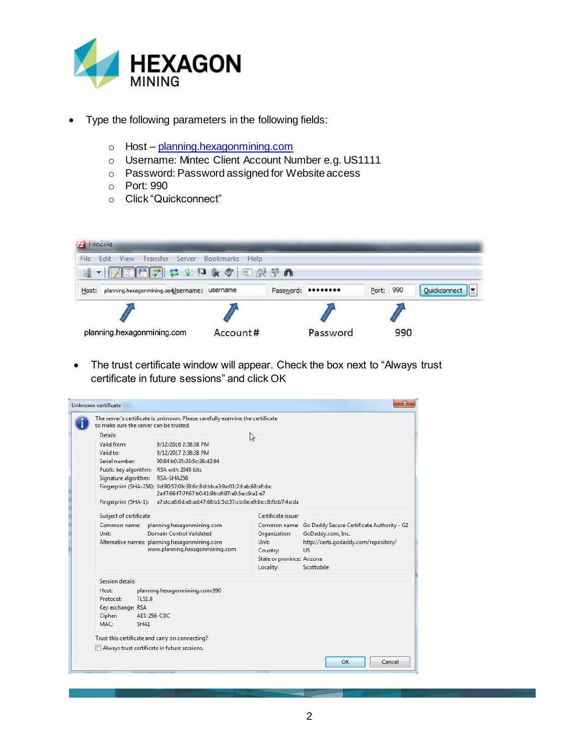- Type the following parameters in the following fields:
  - Host – [planning.hexagonmining.com](planning.hexagonmining.com)
  - Username: Mintec Client Account Number e.g. US1111
  - Password: Password assigned for Website access
  - Port: 990
  - Click "Quickconnect"

- The trust certificate window will appear. Check the box next to "Always trust certificate in future sessions" and click OK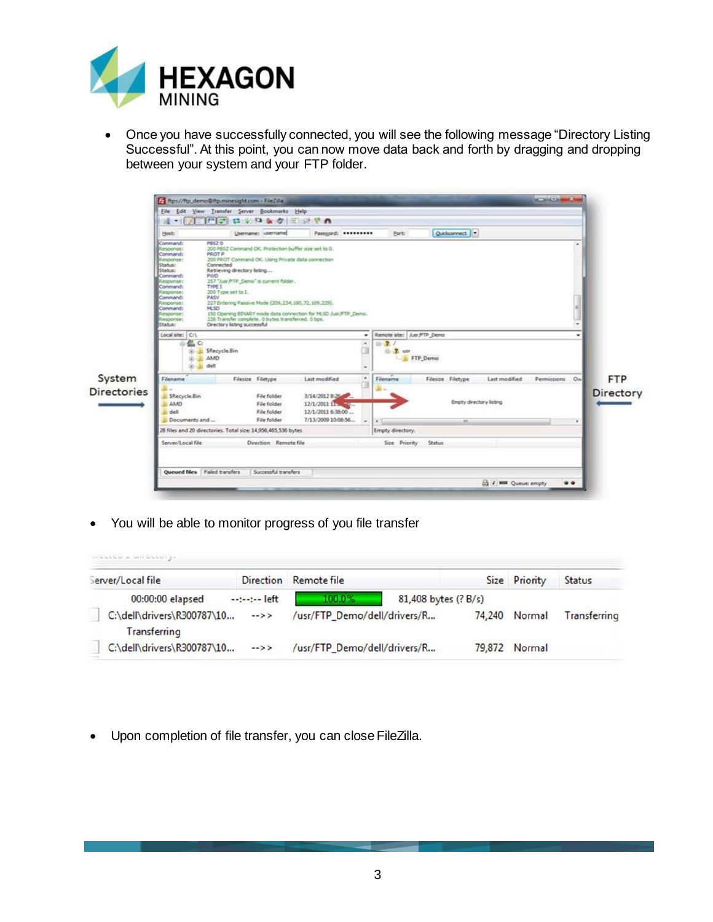- Once you have successfully connected, you will see the following message "Directory Listing Successful". At this point, you can now move data back and forth by dragging and dropping between your system and your FTP folder.

System Directories

FTP Directory

- You will be able to monitor progress of you file transfer

- Upon completion of file transfer, you can close FileZilla.